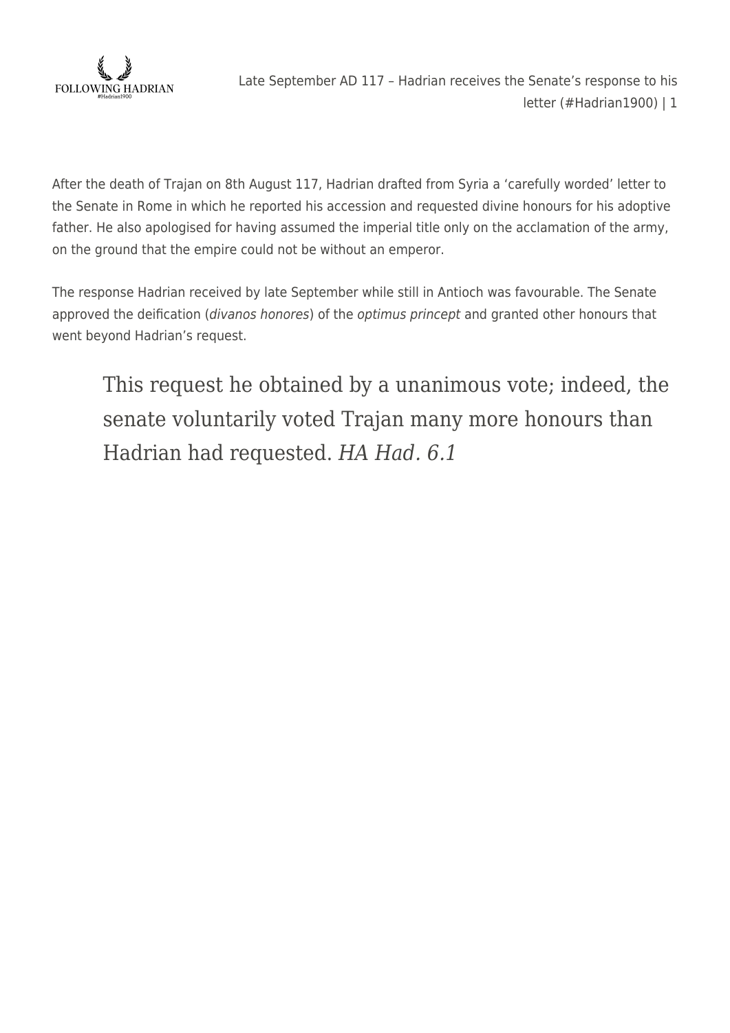After the death of Trajan on 8th August 117, Hadrian drafted from Syria a ‘carefully worded’ letter to the Senate in Rome in which he reported his accession and requested divine honours for his adoptive father. He also apologised for having assumed the imperial title only on the acclamation of the army, on the ground that the empire could not be without an emperor.

The response Hadrian received by late September while still in Antioch was favourable. The Senate approved the deification (*divanos honores*) of the *optimus princept* and granted other honours that went beyond Hadrian’s request.

> This request he obtained by a unanimous vote; indeed, the senate voluntarily voted Trajan many more honours than Hadrian had requested. *HA Had. 6.1*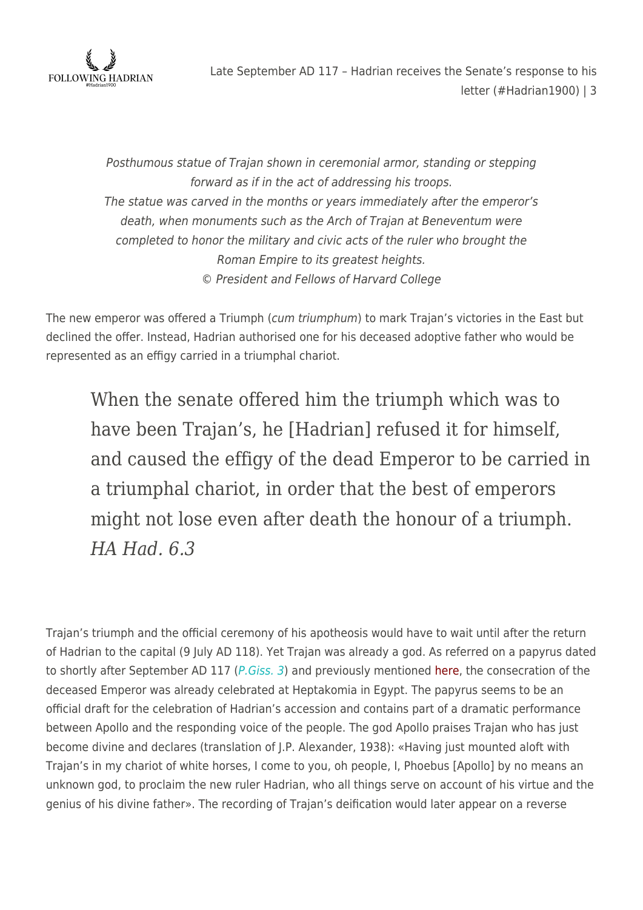*Posthumous statue of Trajan shown in ceremonial armor, standing or stepping forward as if in the act of addressing his troops.*
*The statue was carved in the months or years immediately after the emperor's death, when monuments such as the Arch of Trajan at Beneventum were completed to honor the military and civic acts of the ruler who brought the Roman Empire to its greatest heights.*
*© President and Fellows of Harvard College*

The new emperor was offered a Triumph (*cum triumphum*) to mark Trajan's victories in the East but declined the offer. Instead, Hadrian authorised one for his deceased adoptive father who would be represented as an effigy carried in a triumphal chariot.

> When the senate offered him the triumph which was to have been Trajan's, he [Hadrian] refused it for himself, and caused the effigy of the dead Emperor to be carried in a triumphal chariot, in order that the best of emperors might not lose even after death the honour of a triumph. *HA Had. 6.3*

Trajan's triumph and the official ceremony of his apotheosis would have to wait until after the return of Hadrian to the capital (9 July AD 118). Yet Trajan was already a god. As referred on a papyrus dated to shortly after September AD 117 (*P.Giss. 3*) and previously mentioned here, the consecration of the deceased Emperor was already celebrated at Heptakomia in Egypt. The papyrus seems to be an official draft for the celebration of Hadrian's accession and contains part of a dramatic performance between Apollo and the responding voice of the people. The god Apollo praises Trajan who has just become divine and declares (translation of J.P. Alexander, 1938): «Having just mounted aloft with Trajan's in my chariot of white horses, I come to you, oh people, I, Phoebus [Apollo] by no means an unknown god, to proclaim the new ruler Hadrian, who all things serve on account of his virtue and the genius of his divine father». The recording of Trajan's deification would later appear on a reverse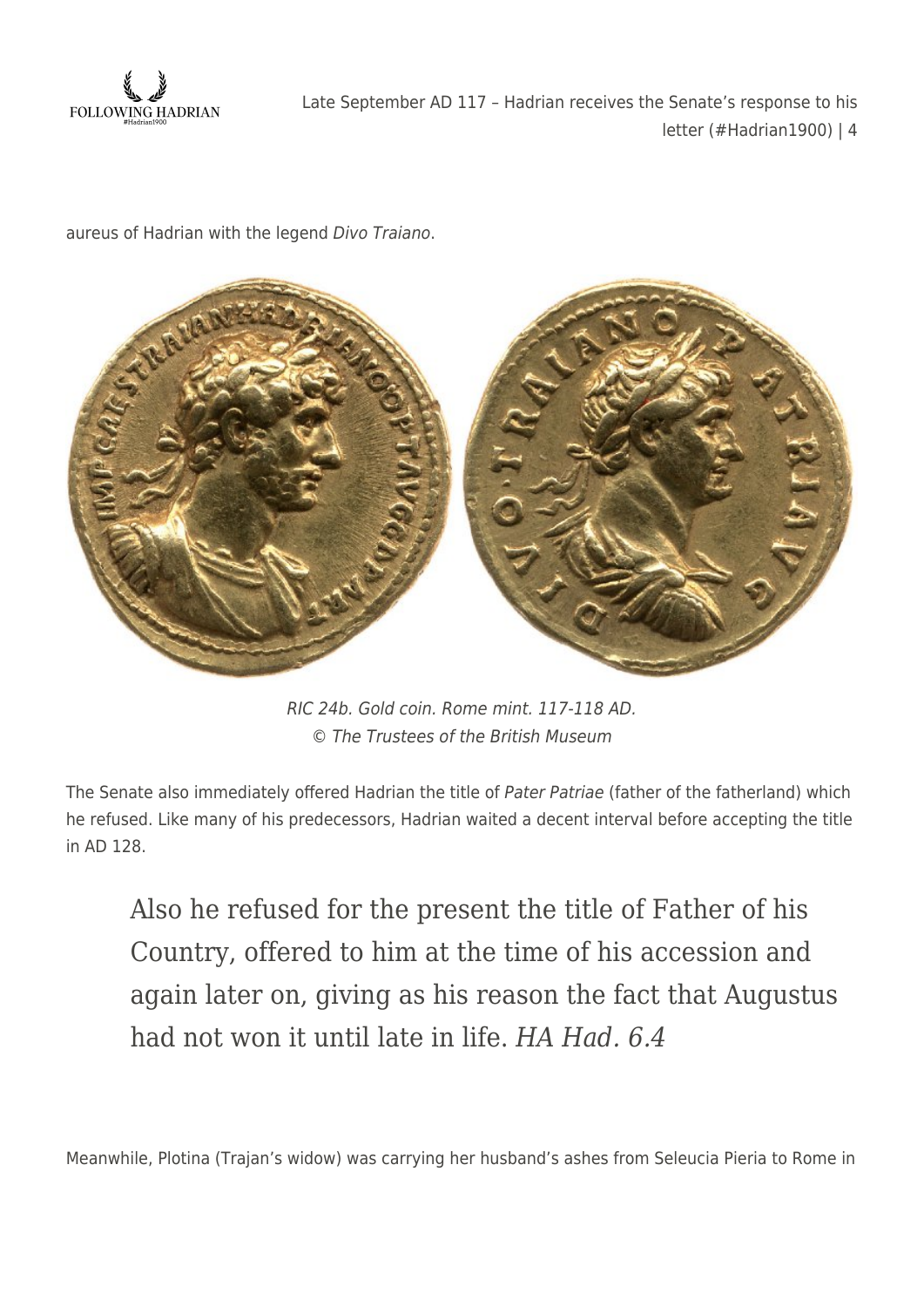aureus of Hadrian with the legend *Divo Traiano*.

*RIC 24b. Gold coin. Rome mint. 117-118 AD.*
*© The Trustees of the British Museum*

The Senate also immediately offered Hadrian the title of *Pater Patriae* (father of the fatherland) which he refused. Like many of his predecessors, Hadrian waited a decent interval before accepting the title in AD 128.

> Also he refused for the present the title of Father of his Country, offered to him at the time of his accession and again later on, giving as his reason the fact that Augustus had not won it until late in life. *HA Had. 6.4*

Meanwhile, Plotina (Trajan's widow) was carrying her husband's ashes from Seleucia Pieria to Rome in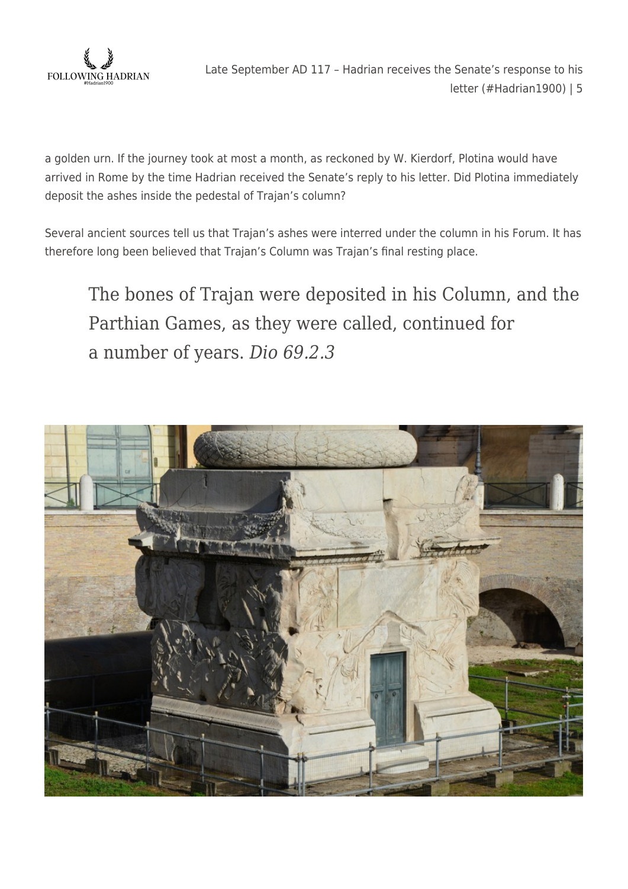a golden urn. If the journey took at most a month, as reckoned by W. Kierdorf, Plotina would have arrived in Rome by the time Hadrian received the Senate's reply to his letter. Did Plotina immediately deposit the ashes inside the pedestal of Trajan's column?

Several ancient sources tell us that Trajan's ashes were interred under the column in his Forum. It has therefore long been believed that Trajan's Column was Trajan's final resting place.

> The bones of Trajan were deposited in his Column, and the Parthian Games, as they were called, continued for a number of years. *Dio 69.2.3*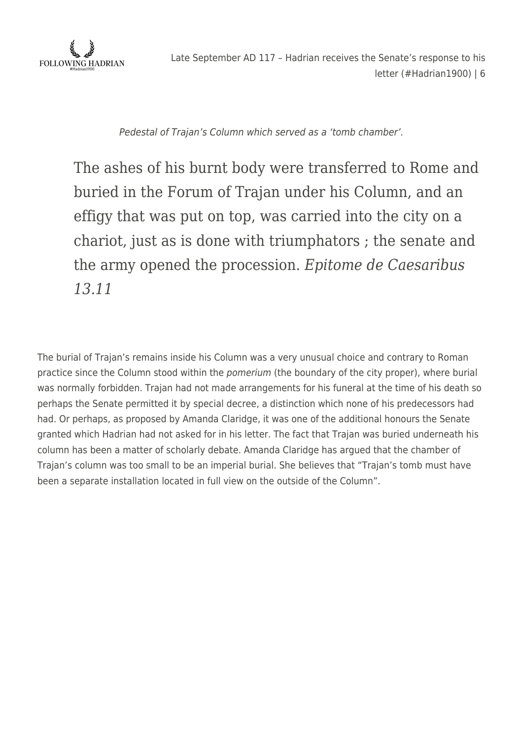*Pedestal of Trajan's Column which served as a 'tomb chamber'.*

> The ashes of his burnt body were transferred to Rome and buried in the Forum of Trajan under his Column, and an effigy that was put on top, was carried into the city on a chariot, just as is done with triumphators ; the senate and the army opened the procession. *Epitome de Caesaribus 13.11*

The burial of Trajan's remains inside his Column was a very unusual choice and contrary to Roman practice since the Column stood within the *pomerium* (the boundary of the city proper), where burial was normally forbidden. Trajan had not made arrangements for his funeral at the time of his death so perhaps the Senate permitted it by special decree, a distinction which none of his predecessors had had. Or perhaps, as proposed by Amanda Claridge, it was one of the additional honours the Senate granted which Hadrian had not asked for in his letter. The fact that Trajan was buried underneath his column has been a matter of scholarly debate. Amanda Claridge has argued that the chamber of Trajan's column was too small to be an imperial burial. She believes that "Trajan's tomb must have been a separate installation located in full view on the outside of the Column".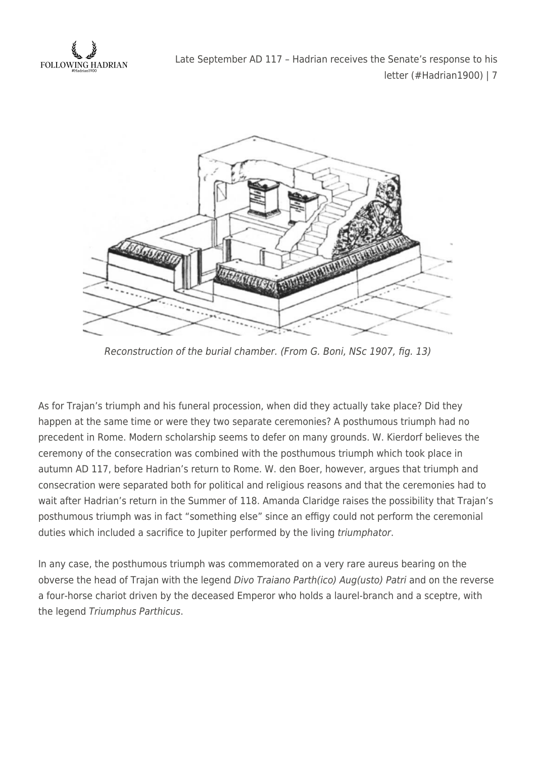*Reconstruction of the burial chamber. (From G. Boni, NSc 1907, fig. 13)*

As for Trajan's triumph and his funeral procession, when did they actually take place? Did they happen at the same time or were they two separate ceremonies? A posthumous triumph had no precedent in Rome. Modern scholarship seems to defer on many grounds. W. Kierdorf believes the ceremony of the consecration was combined with the posthumous triumph which took place in autumn AD 117, before Hadrian's return to Rome. W. den Boer, however, argues that triumph and consecration were separated both for political and religious reasons and that the ceremonies had to wait after Hadrian's return in the Summer of 118. Amanda Claridge raises the possibility that Trajan's posthumous triumph was in fact "something else" since an effigy could not perform the ceremonial duties which included a sacrifice to Jupiter performed by the living *triumphator*.

In any case, the posthumous triumph was commemorated on a very rare aureus bearing on the obverse the head of Trajan with the legend *Divo Traiano Parth(ico) Aug(usto) Patri* and on the reverse a four-horse chariot driven by the deceased Emperor who holds a laurel-branch and a sceptre, with the legend *Triumphus Parthicus*.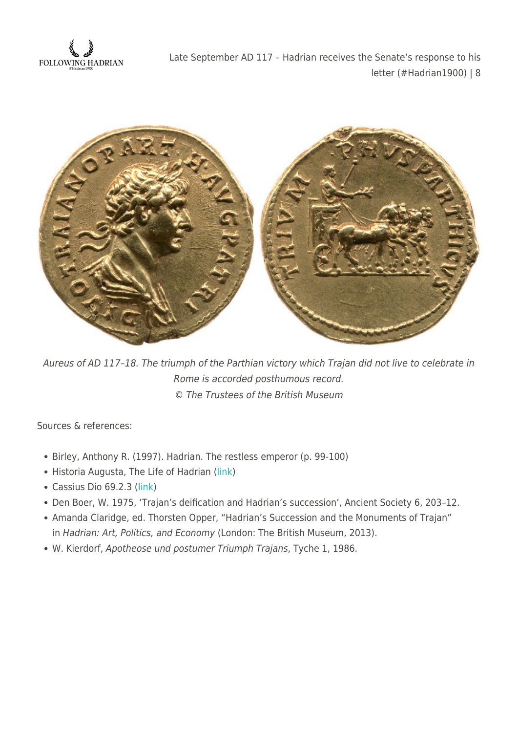*Aureus of AD 117–18. The triumph of the Parthian victory which Trajan did not live to celebrate in Rome is accorded posthumous record.*
*© The Trustees of the British Museum*

Sources & references:

- Birley, Anthony R. (1997). Hadrian. The restless emperor (p. 99-100)
- Historia Augusta, The Life of Hadrian (link)
- Cassius Dio 69.2.3 (link)
- Den Boer, W. 1975, 'Trajan's deification and Hadrian's succession', Ancient Society 6, 203–12.
- Amanda Claridge, ed. Thorsten Opper, "Hadrian's Succession and the Monuments of Trajan" in *Hadrian: Art, Politics, and Economy* (London: The British Museum, 2013).
- W. Kierdorf, *Apotheose und postumer Triumph Trajans*, Tyche 1, 1986.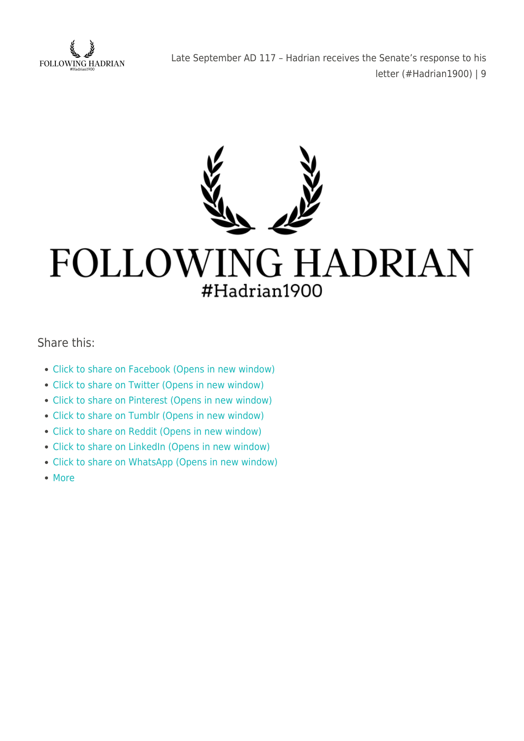FOLLOWING HADRIAN
#Hadrian1900

Share this:

- Click to share on Facebook (Opens in new window)
- Click to share on Twitter (Opens in new window)
- Click to share on Pinterest (Opens in new window)
- Click to share on Tumblr (Opens in new window)
- Click to share on Reddit (Opens in new window)
- Click to share on LinkedIn (Opens in new window)
- Click to share on WhatsApp (Opens in new window)
- More